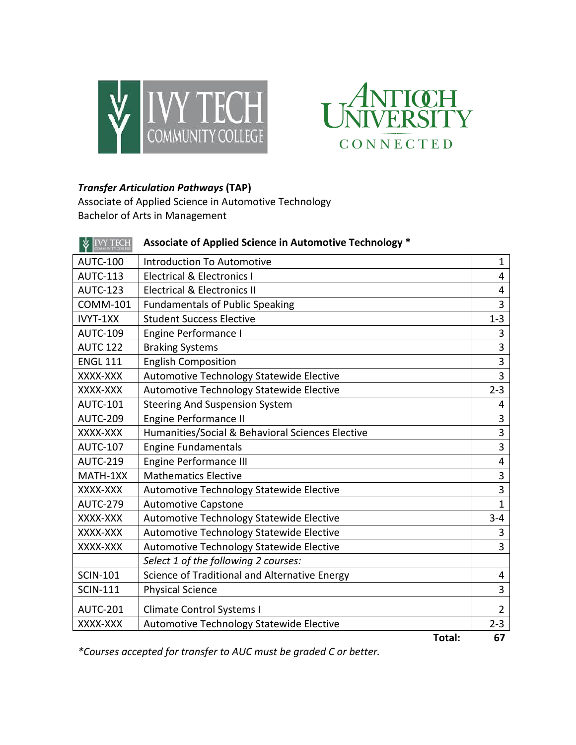***Transfer Articulation Pathways* (TAP)**
Associate of Applied Science in Automotive Technology
Bachelor of Arts in Management

**Associate of Applied Science in Automotive Technology ***

| | | |
|---|---|---|
| AUTC-100 | Introduction To Automotive | 1 |
| AUTC-113 | Electrical & Electronics I | 4 |
| AUTC-123 | Electrical & Electronics II | 4 |
| COMM-101 | Fundamentals of Public Speaking | 3 |
| IVYT-1XX | Student Success Elective | 1-3 |
| AUTC-109 | Engine Performance I | 3 |
| AUTC 122 | Braking Systems | 3 |
| ENGL 111 | English Composition | 3 |
| XXXX-XXX | Automotive Technology Statewide Elective | 3 |
| XXXX-XXX | Automotive Technology Statewide Elective | 2-3 |
| AUTC-101 | Steering And Suspension System | 4 |
| AUTC-209 | Engine Performance II | 3 |
| XXXX-XXX | Humanities/Social & Behavioral Sciences Elective | 3 |
| AUTC-107 | Engine Fundamentals | 3 |
| AUTC-219 | Engine Performance III | 4 |
| MATH-1XX | Mathematics Elective | 3 |
| XXXX-XXX | Automotive Technology Statewide Elective | 3 |
| AUTC-279 | Automotive Capstone | 1 |
| XXXX-XXX | Automotive Technology Statewide Elective | 3-4 |
| XXXX-XXX | Automotive Technology Statewide Elective | 3 |
| XXXX-XXX | Automotive Technology Statewide Elective | 3 |
| | *Select 1 of the following 2 courses:* | |
| SCIN-101 | Science of Traditional and Alternative Energy | 4 |
| SCIN-111 | Physical Science | 3 |
| AUTC-201 | Climate Control Systems I | 2 |
| XXXX-XXX | Automotive Technology Statewide Elective | 2-3 |
| | **Total:** | **67** |

**Courses accepted for transfer to AUC must be graded C or better.*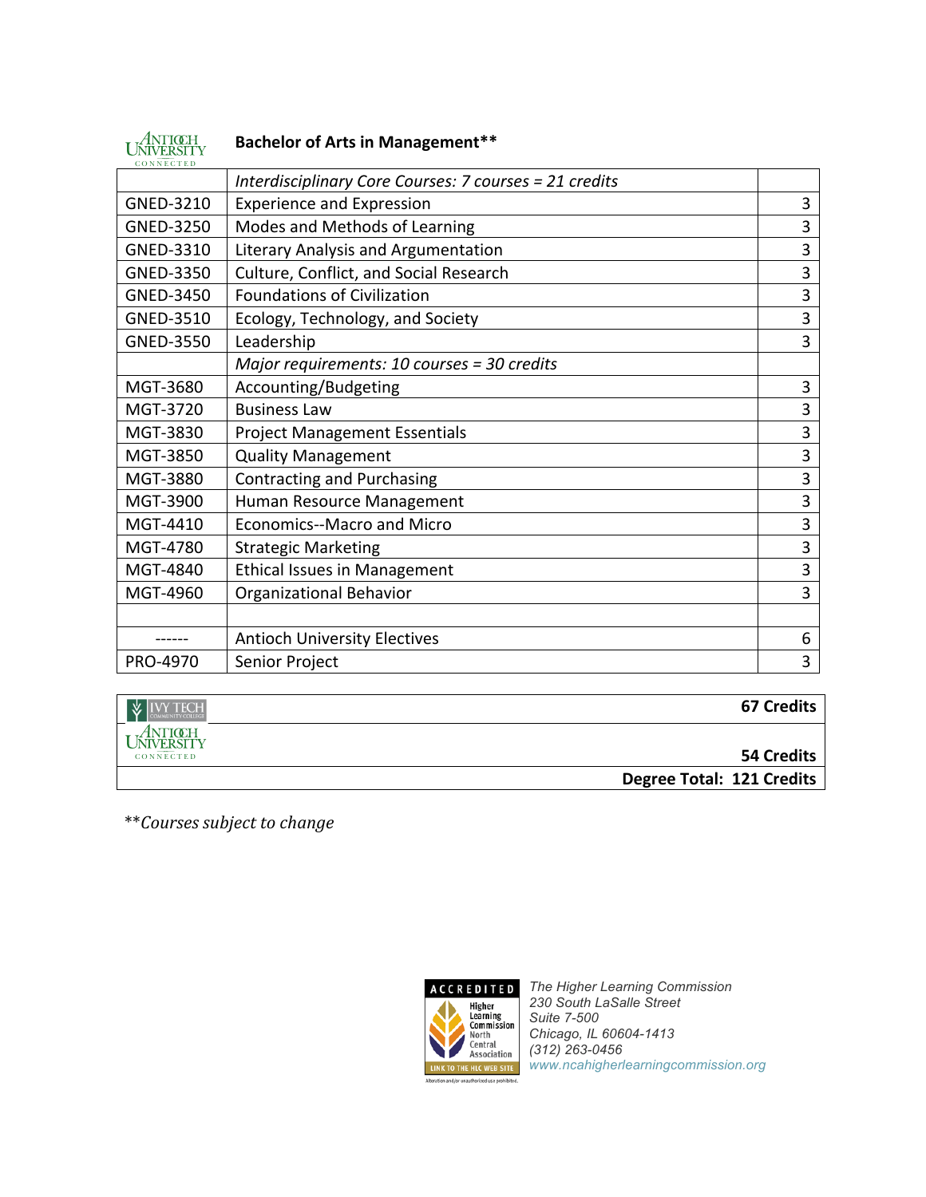## Bachelor of Arts in Management**

| | | |
|---|---|---|
| | *Interdisciplinary Core Courses: 7 courses = 21 credits* | |
| GNED-3210 | Experience and Expression | 3 |
| GNED-3250 | Modes and Methods of Learning | 3 |
| GNED-3310 | Literary Analysis and Argumentation | 3 |
| GNED-3350 | Culture, Conflict, and Social Research | 3 |
| GNED-3450 | Foundations of Civilization | 3 |
| GNED-3510 | Ecology, Technology, and Society | 3 |
| GNED-3550 | Leadership | 3 |
| | *Major requirements: 10 courses = 30 credits* | |
| MGT-3680 | Accounting/Budgeting | 3 |
| MGT-3720 | Business Law | 3 |
| MGT-3830 | Project Management Essentials | 3 |
| MGT-3850 | Quality Management | 3 |
| MGT-3880 | Contracting and Purchasing | 3 |
| MGT-3900 | Human Resource Management | 3 |
| MGT-4410 | Economics--Macro and Micro | 3 |
| MGT-4780 | Strategic Marketing | 3 |
| MGT-4840 | Ethical Issues in Management | 3 |
| MGT-4960 | Organizational Behavior | 3 |
| | | |
| ------ | Antioch University Electives | 6 |
| PRO-4970 | Senior Project | 3 |

| | |
|---|---|
| Ivy Tech Community College | **67 Credits** |
| Antioch University Connected | **54 Credits** |
| | **Degree Total: 121 Credits** |

***Courses subject to change*

The Higher Learning Commission
230 South LaSalle Street
Suite 7-500
Chicago, IL 60604-1413
(312) 263-0456
www.ncahigherlearningcommission.org